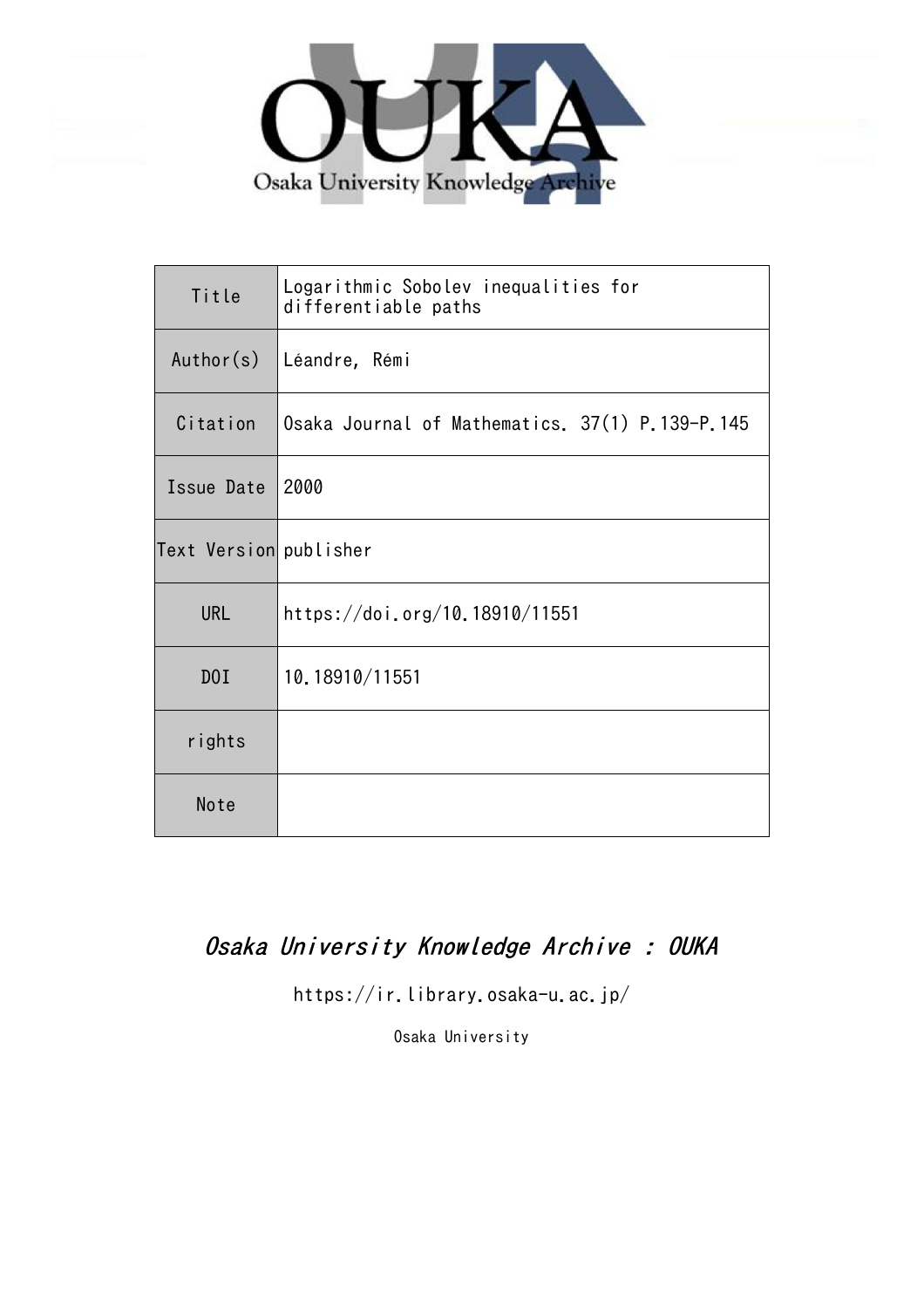OUKA

Osaka University Knowledge Archive

| Title | Logarithmic Sobolev inequalities for differentiable paths |
| --- | --- |
| Author(s) | Léandre, Rémi |
| Citation | Osaka Journal of Mathematics. 37(1) P.139-P.145 |
| Issue Date | 2000 |
| Text Version | publisher |
| URL | https://doi.org/10.18910/11551 |
| DOI | 10.18910/11551 |
| rights | |
| Note | |

*Osaka University Knowledge Archive : OUKA*

https://ir.library.osaka-u.ac.jp/

Osaka University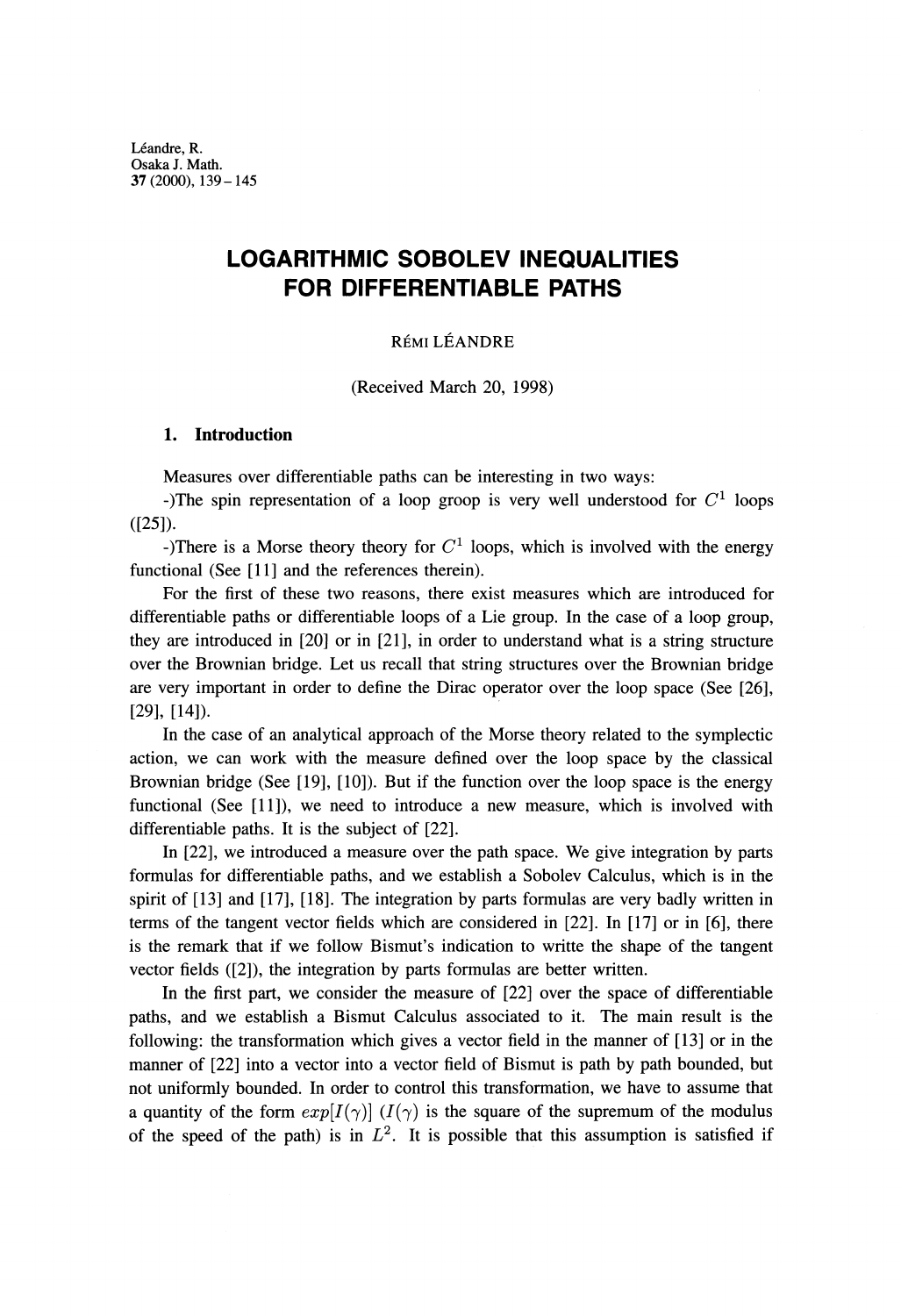Léandre, R.
Osaka J. Math.
37 (2000), 139–145

# LOGARITHMIC SOBOLEV INEQUALITIES FOR DIFFERENTIABLE PATHS

RÉMI LÉANDRE

(Received March 20, 1998)

## 1. Introduction

Measures over differentiable paths can be interesting in two ways:
-)The spin representation of a loop groop is very well understood for $C^1$ loops ([25]).
-)There is a Morse theory theory for $C^1$ loops, which is involved with the energy functional (See [11] and the references therein).

For the first of these two reasons, there exist measures which are introduced for differentiable paths or differentiable loops of a Lie group. In the case of a loop group, they are introduced in [20] or in [21], in order to understand what is a string structure over the Brownian bridge. Let us recall that string structures over the Brownian bridge are very important in order to define the Dirac operator over the loop space (See [26], [29], [14]).

In the case of an analytical approach of the Morse theory related to the symplectic action, we can work with the measure defined over the loop space by the classical Brownian bridge (See [19], [10]). But if the function over the loop space is the energy functional (See [11]), we need to introduce a new measure, which is involved with differentiable paths. It is the subject of [22].

In [22], we introduced a measure over the path space. We give integration by parts formulas for differentiable paths, and we establish a Sobolev Calculus, which is in the spirit of [13] and [17], [18]. The integration by parts formulas are very badly written in terms of the tangent vector fields which are considered in [22]. In [17] or in [6], there is the remark that if we follow Bismut's indication to writte the shape of the tangent vector fields ([2]), the integration by parts formulas are better written.

In the first part, we consider the measure of [22] over the space of differentiable paths, and we establish a Bismut Calculus associated to it. The main result is the following: the transformation which gives a vector field in the manner of [13] or in the manner of [22] into a vector into a vector field of Bismut is path by path bounded, but not uniformly bounded. In order to control this transformation, we have to assume that a quantity of the form $exp[I(\gamma)]$ ($I(\gamma)$ is the square of the supremum of the modulus of the speed of the path) is in $L^2$. It is possible that this assumption is satisfied if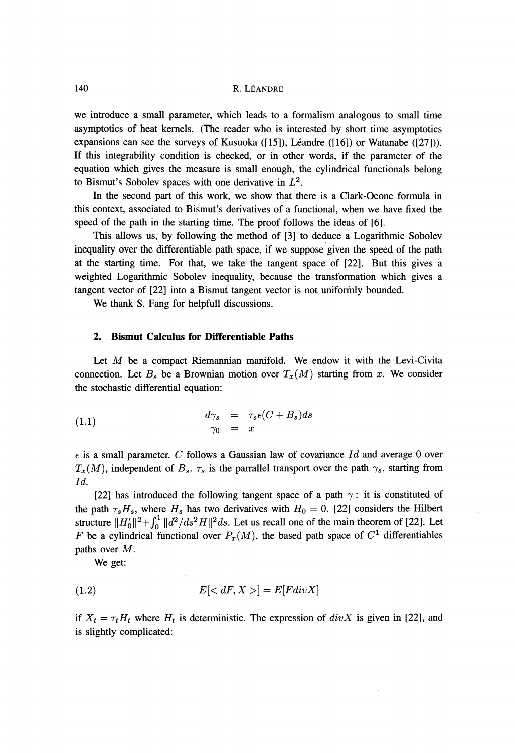we introduce a small parameter, which leads to a formalism analogous to small time asymptotics of heat kernels. (The reader who is interested by short time asymptotics expansions can see the surveys of Kusuoka ([15]), Léandre ([16]) or Watanabe ([27])). If this integrability condition is checked, or in other words, if the parameter of the equation which gives the measure is small enough, the cylindrical functionals belong to Bismut's Sobolev spaces with one derivative in $L^2$.

In the second part of this work, we show that there is a Clark-Ocone formula in this context, associated to Bismut's derivatives of a functional, when we have fixed the speed of the path in the starting time. The proof follows the ideas of [6].

This allows us, by following the method of [3] to deduce a Logarithmic Sobolev inequality over the differentiable path space, if we suppose given the speed of the path at the starting time. For that, we take the tangent space of [22]. But this gives a weighted Logarithmic Sobolev inequality, because the transformation which gives a tangent vector of [22] into a Bismut tangent vector is not uniformly bounded.

We thank S. Fang for helpfull discussions.

## 2. Bismut Calculus for Differentiable Paths

Let $M$ be a compact Riemannian manifold. We endow it with the Levi-Civita connection. Let $B_s$ be a Brownian motion over $T_x(M)$ starting from $x$. We consider the stochastic differential equation:

$$
\begin{aligned}
d\gamma_s &= \tau_s \epsilon (C + B_s) ds \\
\gamma_0 &= x
\end{aligned}
\tag{1.1}
$$

$\epsilon$ is a small parameter. $C$ follows a Gaussian law of covariance $Id$ and average 0 over $T_x(M)$, independent of $B_s$. $\tau_s$ is the parrallel transport over the path $\gamma_s$, starting from $Id$.

[22] has introduced the following tangent space of a path $\gamma_.$: it is constituted of the path $\tau_s H_s$, where $H_s$ has two derivatives with $H_0 = 0$. [22] considers the Hilbert structure $\|H'_0\|^2 + \int_0^1 \|d^2/ds^2 H\|^2 ds$. Let us recall one of the main theorem of [22]. Let $F$ be a cylindrical functional over $P_x(M)$, the based path space of $C^1$ differentiables paths over $M$.

We get:

$$
E[< dF, X >] = E[F div X]
\tag{1.2}
$$

if $X_t = \tau_t H_t$ where $H_t$ is deterministic. The expression of $div X$ is given in [22], and is slightly complicated: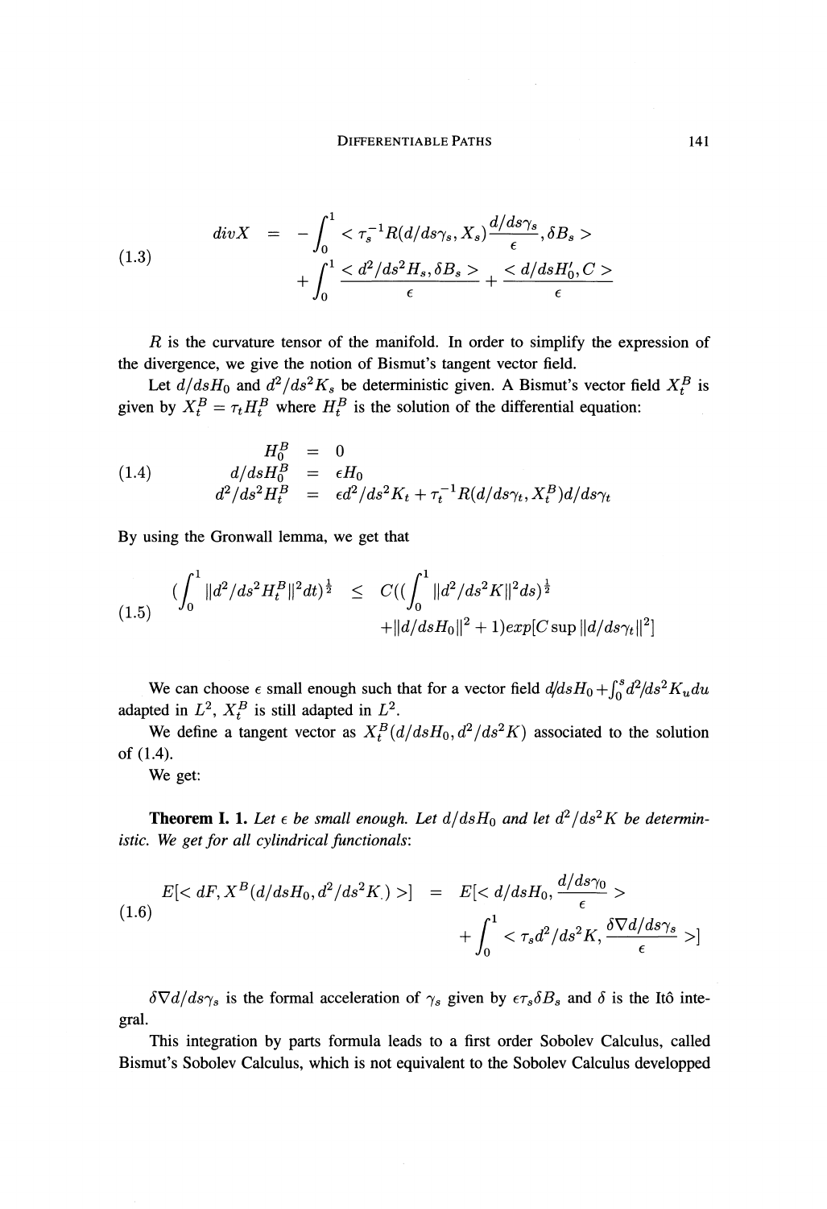$$
(1.3) \qquad divX = -\int_0^1 < \tau_s^{-1} R(d/ds\gamma_s, X_s) \frac{d/ds\gamma_s}{\epsilon}, \delta B_s > + \int_0^1 \frac{< d^2/ds^2 H_s, \delta B_s >}{\epsilon} + \frac{< d/dsH_0', C >}{\epsilon}
$$

$R$ is the curvature tensor of the manifold. In order to simplify the expression of the divergence, we give the notion of Bismut's tangent vector field.

Let $d/dsH_0$ and $d^2/ds^2K_s$ be deterministic given. A Bismut's vector field $X_t^B$ is given by $X_t^B = \tau_t H_t^B$ where $H_t^B$ is the solution of the differential equation:

$$
(1.4) \qquad \begin{aligned} H_0^B &= 0 \\ d/dsH_0^B &= \epsilon H_0 \\ d^2/ds^2 H_t^B &= \epsilon d^2/ds^2 K_t + \tau_t^{-1} R(d/ds\gamma_t, X_t^B) d/ds\gamma_t \end{aligned}
$$

By using the Gronwall lemma, we get that

$$
(1.5) \qquad \begin{aligned} \left(\int_0^1 \|d^2/ds^2 H_t^B\|^2 dt\right)^{\frac{1}{2}} \leq\ & C\left(\left(\int_0^1 \|d^2/ds^2 K\|^2 ds\right)^{\frac{1}{2}} \right. \\ & \left. + \|d/dsH_0\|^2 + 1\right) exp[C \sup \|d/ds\gamma_t\|^2] \end{aligned}
$$

We can choose $\epsilon$ small enough such that for a vector field $d/dsH_0 + \int_0^s d^2/ds^2 K_u du$ adapted in $L^2$, $X_t^B$ is still adapted in $L^2$.

We define a tangent vector as $X_t^B(d/dsH_0, d^2/ds^2K)$ associated to the solution of (1.4).

We get:

**Theorem I. 1.** *Let $\epsilon$ be small enough. Let $d/dsH_0$ and let $d^2/ds^2K$ be deterministic. We get for all cylindrical functionals:*

$$
(1.6) \qquad E[< dF, X^B(d/dsH_0, d^2/ds^2K_.) >] = E[< d/dsH_0, \frac{d/ds\gamma_0}{\epsilon} > + \int_0^1 < \tau_s d^2/ds^2 K, \frac{\delta \nabla d/ds\gamma_s}{\epsilon} >]
$$

$\delta \nabla d/ds\gamma_s$ is the formal acceleration of $\gamma_s$ given by $\epsilon \tau_s \delta B_s$ and $\delta$ is the Itô integral.

This integration by parts formula leads to a first order Sobolev Calculus, called Bismut's Sobolev Calculus, which is not equivalent to the Sobolev Calculus developped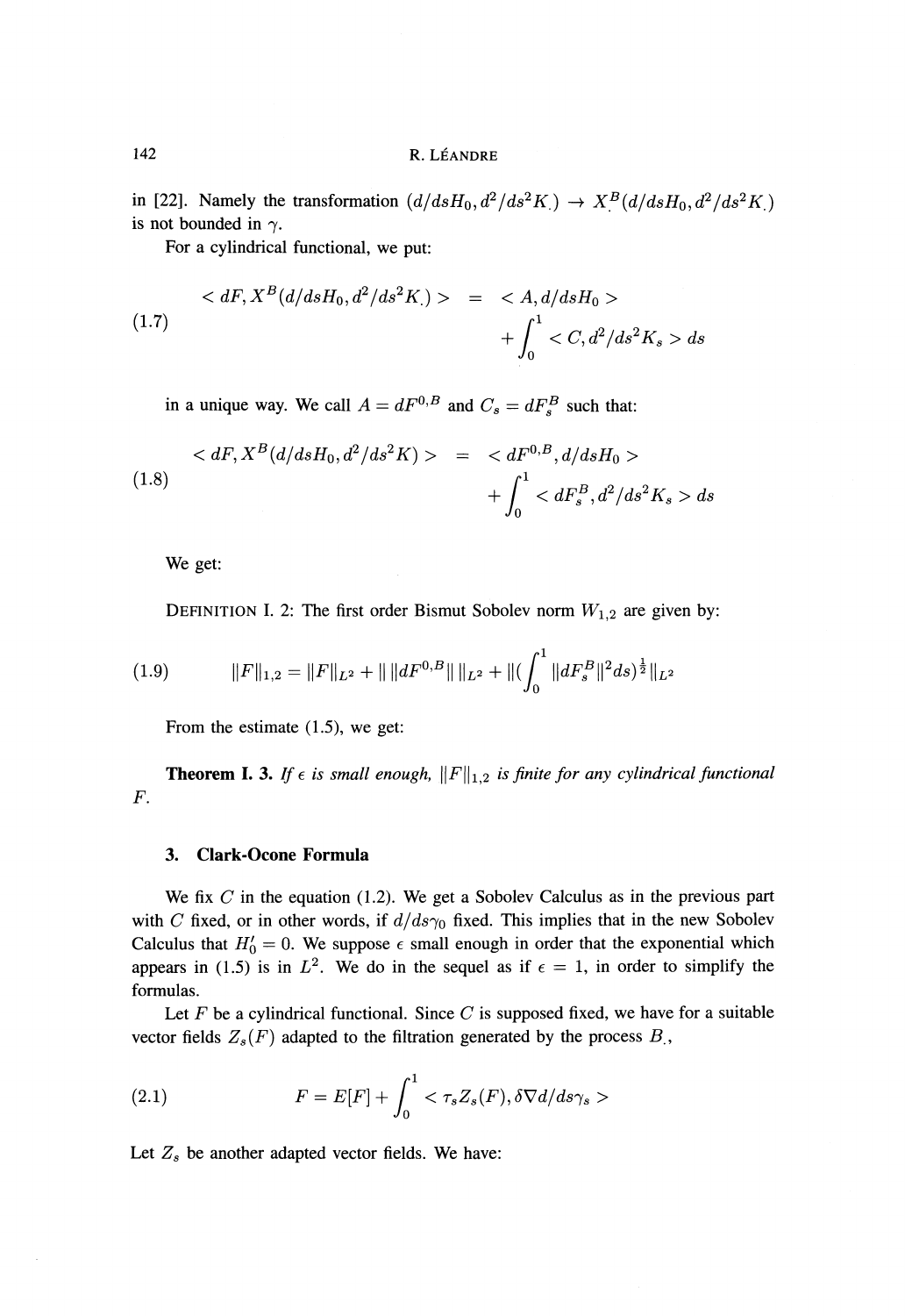in [22]. Namely the transformation $(d/dsH_0, d^2/ds^2K_.) \to X^B_.(d/dsH_0, d^2/ds^2K_.)$ is not bounded in $\gamma$.

For a cylindrical functional, we put:

$$
\begin{aligned}
(1.7) \qquad < dF, X^B(d/dsH_0, d^2/ds^2K_.) > \; &= \; < A, d/dsH_0 > \\
&\quad + \int_0^1 < C, d^2/ds^2K_s > ds
\end{aligned}
$$

in a unique way. We call $A = dF^{0,B}$ and $C_s = dF^B_s$ such that:

$$
\begin{aligned}
(1.8) \qquad < dF, X^B(d/dsH_0, d^2/ds^2K) > \; &= \; < dF^{0,B}, d/dsH_0 > \\
&\quad + \int_0^1 < dF^B_s, d^2/ds^2K_s > ds
\end{aligned}
$$

We get:

DEFINITION I. 2: The first order Bismut Sobolev norm $W_{1,2}$ are given by:

$$
(1.9) \qquad \|F\|_{1,2} = \|F\|_{L^2} + \| \|dF^{0,B}\| \|_{L^2} + \|(\int_0^1 \|dF^B_s\|^2 ds)^{\frac{1}{2}}\|_{L^2}
$$

From the estimate (1.5), we get:

**Theorem I. 3.** *If $\epsilon$ is small enough, $\|F\|_{1,2}$ is finite for any cylindrical functional $F$.*

## 3. Clark-Ocone Formula

We fix $C$ in the equation (1.2). We get a Sobolev Calculus as in the previous part with $C$ fixed, or in other words, if $d/ds\gamma_0$ fixed. This implies that in the new Sobolev Calculus that $H_0' = 0$. We suppose $\epsilon$ small enough in order that the exponential which appears in (1.5) is in $L^2$. We do in the sequel as if $\epsilon = 1$, in order to simplify the formulas.

Let $F$ be a cylindrical functional. Since $C$ is supposed fixed, we have for a suitable vector fields $Z_s(F)$ adapted to the filtration generated by the process $B_.$,

$$
(2.1) \qquad F = E[F] + \int_0^1 < \tau_s Z_s(F), \delta\nabla d/ds\gamma_s >
$$

Let $Z_s$ be another adapted vector fields. We have: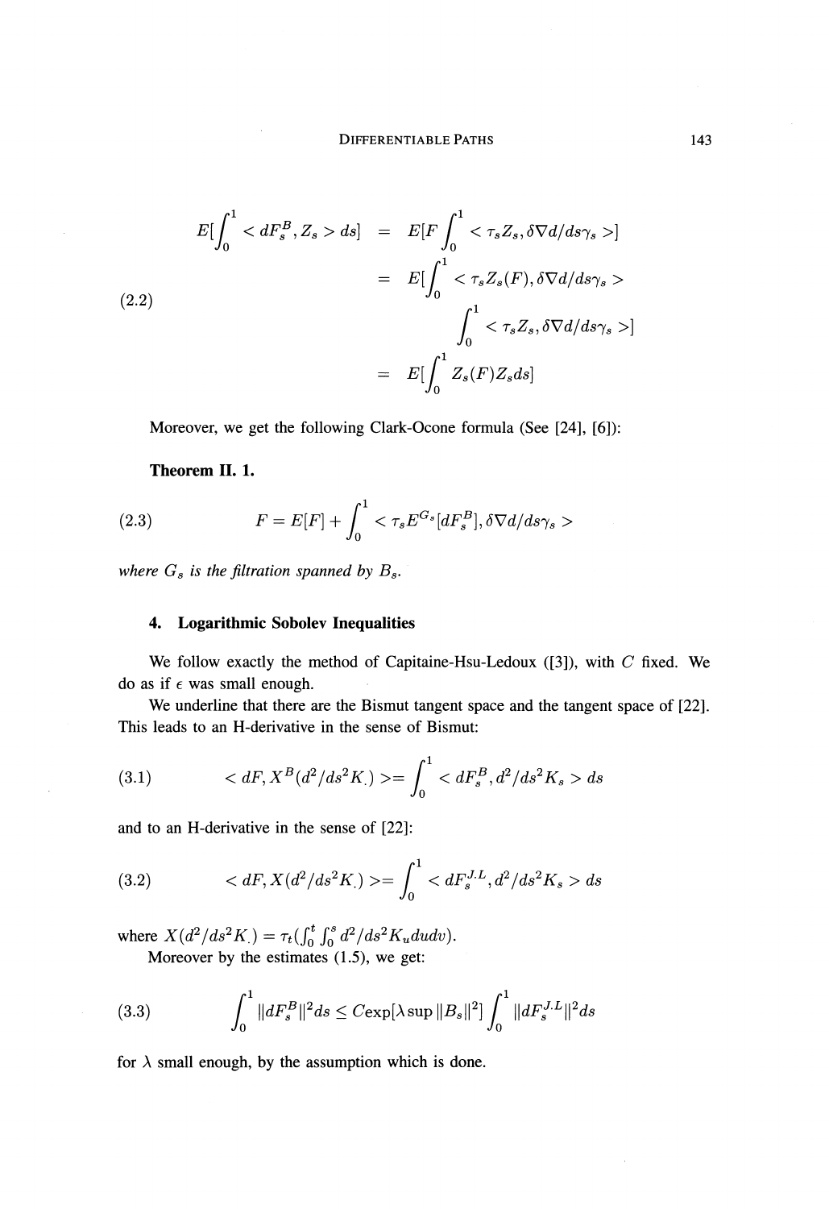$$
\begin{aligned}
E[\int_0^1 < dF_s^B, Z_s > ds] &= E[F\int_0^1 < \tau_s Z_s, \delta\nabla d/ds\gamma_s >] \\
&= E[\int_0^1 < \tau_s Z_s(F), \delta\nabla d/ds\gamma_s > \\
&\qquad \int_0^1 < \tau_s Z_s, \delta\nabla d/ds\gamma_s >] \\
&= E[\int_0^1 Z_s(F) Z_s ds]
\end{aligned}
\tag{2.2}
$$

Moreover, we get the following Clark-Ocone formula (See [24], [6]):

**Theorem II. 1.**

$$
F = E[F] + \int_0^1 < \tau_s E^{G_s}[dF_s^B], \delta\nabla d/ds\gamma_s > \tag{2.3}
$$

*where $G_s$ is the filtration spanned by $B_s$.*

## 4. Logarithmic Sobolev Inequalities

We follow exactly the method of Capitaine-Hsu-Ledoux ([3]), with $C$ fixed. We do as if $\epsilon$ was small enough.

We underline that there are the Bismut tangent space and the tangent space of [22]. This leads to an H-derivative in the sense of Bismut:

$$
< dF, X^B(d^2/ds^2 K_.) >= \int_0^1 < dF_s^B, d^2/ds^2 K_s > ds \tag{3.1}
$$

and to an H-derivative in the sense of [22]:

$$
< dF, X(d^2/ds^2 K_.) >= \int_0^1 < dF_s^{J.L}, d^2/ds^2 K_s > ds \tag{3.2}
$$

where $X(d^2/ds^2 K_.) = \tau_t(\int_0^t \int_0^s d^2/ds^2 K_u du dv)$.

Moreover by the estimates (1.5), we get:

$$
\int_0^1 \|dF_s^B\|^2 ds \le C\exp[\lambda \sup \|B_s\|^2] \int_0^1 \|dF_s^{J.L}\|^2 ds \tag{3.3}
$$

for $\lambda$ small enough, by the assumption which is done.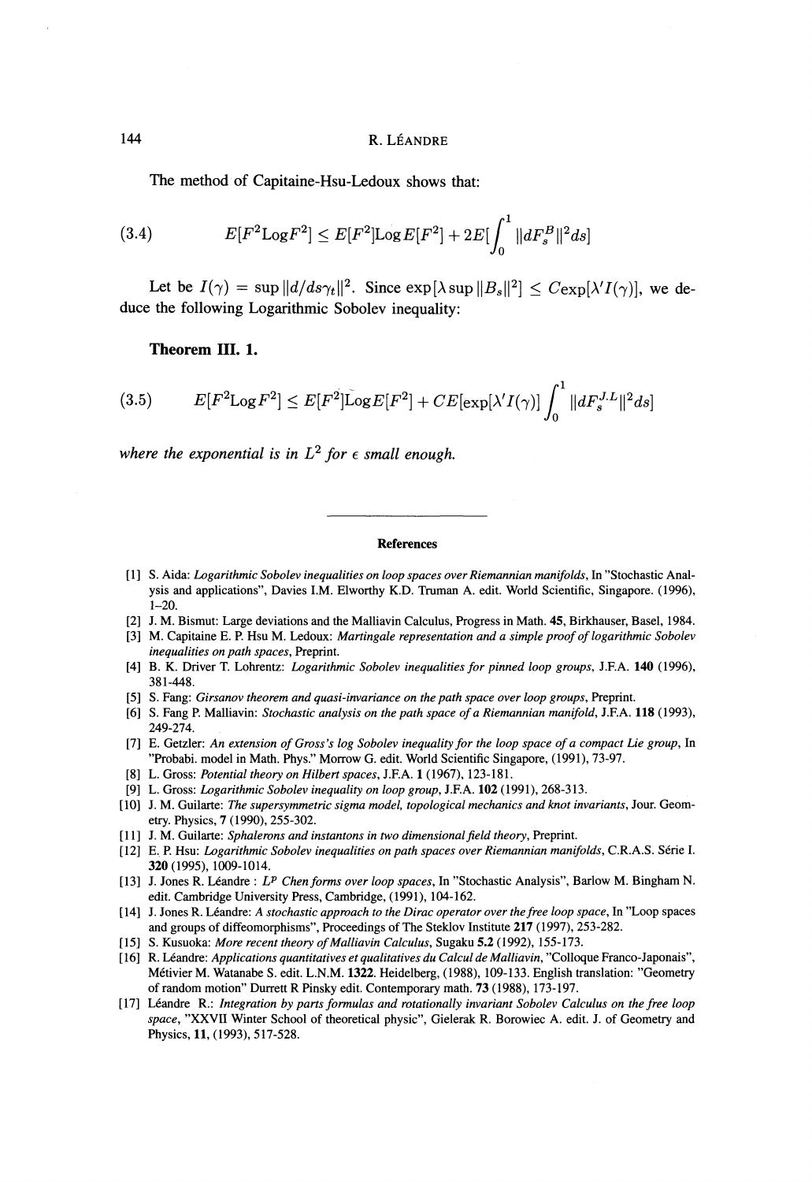The method of Capitaine-Hsu-Ledoux shows that:

$$E[F^2 \text{Log} F^2] \leq E[F^2] \text{Log} E[F^2] + 2E[\int_0^1 \|dF_s^B\|^2 ds] \tag{3.4}$$

Let be $I(\gamma) = \sup \|d/ds\gamma_t\|^2$. Since $\exp[\lambda \sup \|B_s\|^2] \leq C\exp[\lambda' I(\gamma)]$, we deduce the following Logarithmic Sobolev inequality:

**Theorem III. 1.**

$$E[F^2 \text{Log} F^2] \leq E[F^2] \text{Log} E[F^2] + CE[\exp[\lambda' I(\gamma)] \int_0^1 \|dF_s^{J.L}\|^2 ds] \tag{3.5}$$

*where the exponential is in $L^2$ for $\epsilon$ small enough.*

---

### References

[1] S. Aida: *Logarithmic Sobolev inequalities on loop spaces over Riemannian manifolds*, In "Stochastic Analysis and applications", Davies I.M. Elworthy K.D. Truman A. edit. World Scientific, Singapore. (1996), 1-20.

[2] J. M. Bismut: Large deviations and the Malliavin Calculus, Progress in Math. **45**, Birkhauser, Basel, 1984.

[3] M. Capitaine E. P. Hsu M. Ledoux: *Martingale representation and a simple proof of logarithmic Sobolev inequalities on path spaces*, Preprint.

[4] B. K. Driver T. Lohrentz: *Logarithmic Sobolev inequalities for pinned loop groups*, J.F.A. **140** (1996), 381-448.

[5] S. Fang: *Girsanov theorem and quasi-invariance on the path space over loop groups*, Preprint.

[6] S. Fang P. Malliavin: *Stochastic analysis on the path space of a Riemannian manifold*, J.F.A. **118** (1993), 249-274.

[7] E. Getzler: *An extension of Gross's log Sobolev inequality for the loop space of a compact Lie group*, In "Probabi. model in Math. Phys." Morrow G. edit. World Scientific Singapore, (1991), 73-97.

[8] L. Gross: *Potential theory on Hilbert spaces*, J.F.A. **1** (1967), 123-181.

[9] L. Gross: *Logarithmic Sobolev inequality on loop group*, J.F.A. **102** (1991), 268-313.

[10] J. M. Guilarte: *The supersymmetric sigma model, topological mechanics and knot invariants*, Jour. Geometry. Physics, **7** (1990), 255-302.

[11] J. M. Guilarte: *Sphalerons and instantons in two dimensional field theory*, Preprint.

[12] E. P. Hsu: *Logarithmic Sobolev inequalities on path spaces over Riemannian manifolds*, C.R.A.S. Série I. **320** (1995), 1009-1014.

[13] J. Jones R. Léandre : *$L^p$ Chen forms over loop spaces*, In "Stochastic Analysis", Barlow M. Bingham N. edit. Cambridge University Press, Cambridge, (1991), 104-162.

[14] J. Jones R. Léandre: *A stochastic approach to the Dirac operator over the free loop space*, In "Loop spaces and groups of diffeomorphisms", Proceedings of The Steklov Institute **217** (1997), 253-282.

[15] S. Kusuoka: *More recent theory of Malliavin Calculus*, Sugaku **5.2** (1992), 155-173.

[16] R. Léandre: *Applications quantitatives et qualitatives du Calcul de Malliavin*, "Colloque Franco-Japonais", Métivier M. Watanabe S. edit. L.N.M. **1322**. Heidelberg, (1988), 109-133. English translation: "Geometry of random motion" Durrett R Pinsky edit. Contemporary math. **73** (1988), 173-197.

[17] Léandre R.: *Integration by parts formulas and rotationally invariant Sobolev Calculus on the free loop space*, "XXVII Winter School of theoretical physic", Gielerak R. Borowiec A. edit. J. of Geometry and Physics, **11**, (1993), 517-528.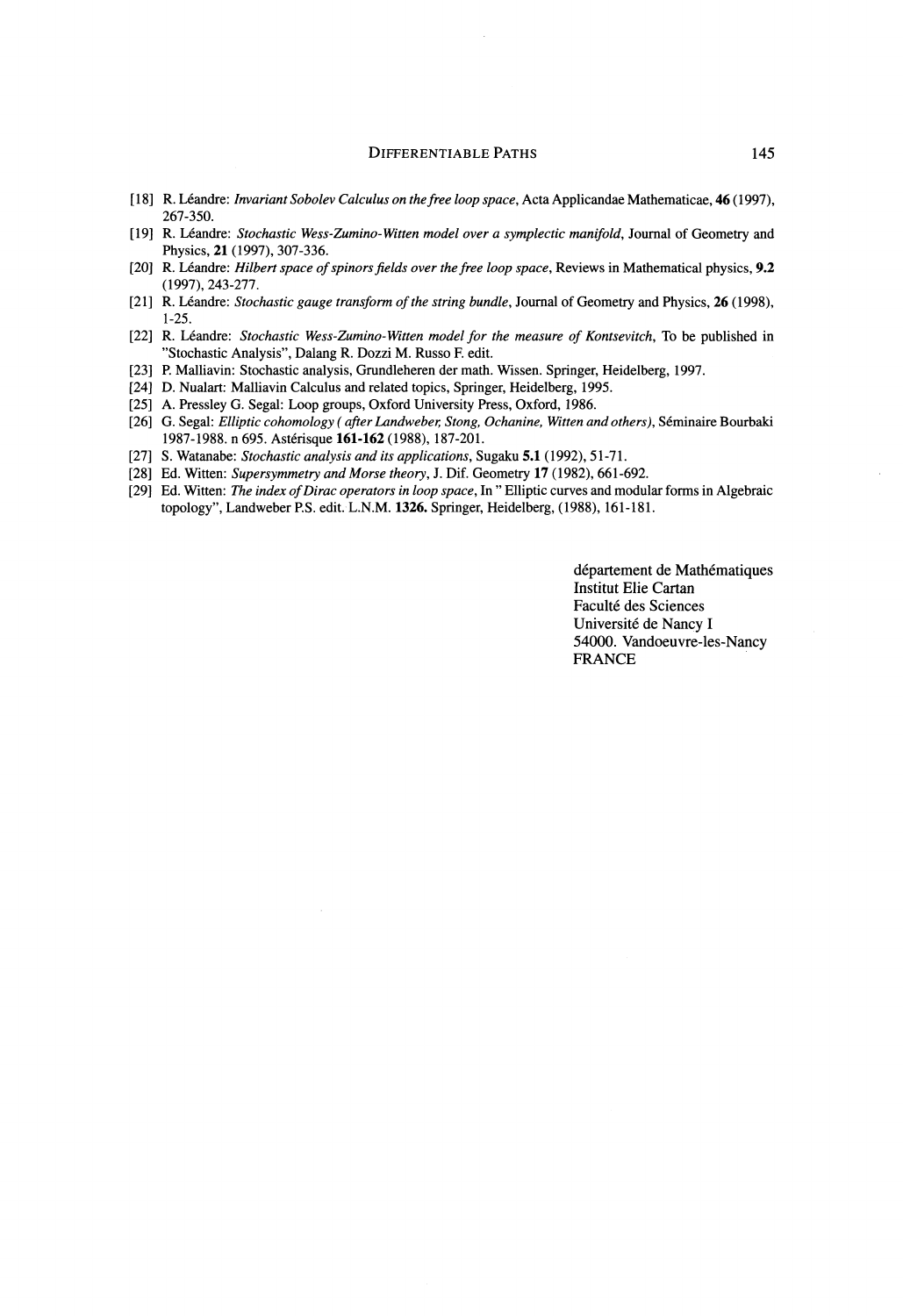[18] R. Léandre: *Invariant Sobolev Calculus on the free loop space*, Acta Applicandae Mathematicae, **46** (1997), 267-350.

[19] R. Léandre: *Stochastic Wess-Zumino-Witten model over a symplectic manifold*, Journal of Geometry and Physics, **21** (1997), 307-336.

[20] R. Léandre: *Hilbert space of spinors fields over the free loop space*, Reviews in Mathematical physics, **9.2** (1997), 243-277.

[21] R. Léandre: *Stochastic gauge transform of the string bundle*, Journal of Geometry and Physics, **26** (1998), 1-25.

[22] R. Léandre: *Stochastic Wess-Zumino-Witten model for the measure of Kontsevitch*, To be published in "Stochastic Analysis", Dalang R. Dozzi M. Russo F. edit.

[23] P. Malliavin: Stochastic analysis, Grundleheren der math. Wissen. Springer, Heidelberg, 1997.

[24] D. Nualart: Malliavin Calculus and related topics, Springer, Heidelberg, 1995.

[25] A. Pressley G. Segal: Loop groups, Oxford University Press, Oxford, 1986.

[26] G. Segal: *Elliptic cohomology ( after Landweber, Stong, Ochanine, Witten and others)*, Séminaire Bourbaki 1987-1988. n 695. Astérisque **161-162** (1988), 187-201.

[27] S. Watanabe: *Stochastic analysis and its applications*, Sugaku **5.1** (1992), 51-71.

[28] Ed. Witten: *Supersymmetry and Morse theory*, J. Dif. Geometry **17** (1982), 661-692.

[29] Ed. Witten: *The index of Dirac operators in loop space*, In " Elliptic curves and modular forms in Algebraic topology", Landweber P.S. edit. L.N.M. **1326.** Springer, Heidelberg, (1988), 161-181.

département de Mathématiques
Institut Elie Cartan
Faculté des Sciences
Université de Nancy I
54000. Vandoeuvre-les-Nancy
FRANCE